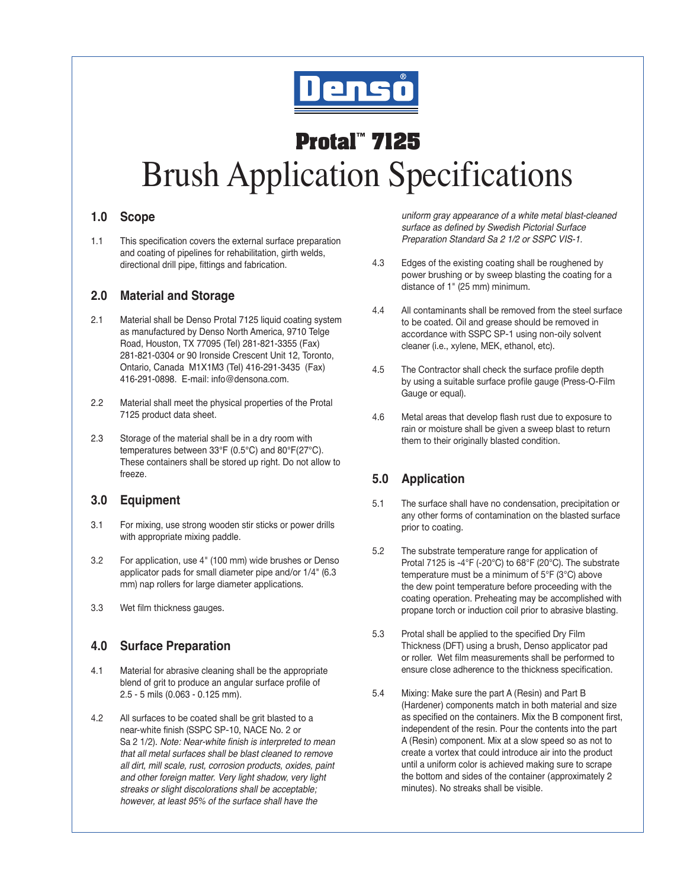Denso®

# Protal™ 7125
# Brush Application Specifications

## 1.0 Scope

1.1 This specification covers the external surface preparation and coating of pipelines for rehabilitation, girth welds, directional drill pipe, fittings and fabrication.

## 2.0 Material and Storage

2.1 Material shall be Denso Protal 7125 liquid coating system as manufactured by Denso North America, 9710 Telge Road, Houston, TX 77095 (Tel) 281-821-3355 (Fax) 281-821-0304 or 90 Ironside Crescent Unit 12, Toronto, Ontario, Canada M1X1M3 (Tel) 416-291-3435 (Fax) 416-291-0898. E-mail: info@densona.com.

2.2 Material shall meet the physical properties of the Protal 7125 product data sheet.

2.3 Storage of the material shall be in a dry room with temperatures between 33°F (0.5°C) and 80°F(27°C). These containers shall be stored up right. Do not allow to freeze.

## 3.0 Equipment

3.1 For mixing, use strong wooden stir sticks or power drills with appropriate mixing paddle.

3.2 For application, use 4" (100 mm) wide brushes or Denso applicator pads for small diameter pipe and/or 1/4" (6.3 mm) nap rollers for large diameter applications.

3.3 Wet film thickness gauges.

## 4.0 Surface Preparation

4.1 Material for abrasive cleaning shall be the appropriate blend of grit to produce an angular surface profile of 2.5 - 5 mils (0.063 - 0.125 mm).

4.2 All surfaces to be coated shall be grit blasted to a near-white finish (SSPC SP-10, NACE No. 2 or Sa 2 1/2). *Note: Near-white finish is interpreted to mean that all metal surfaces shall be blast cleaned to remove all dirt, mill scale, rust, corrosion products, oxides, paint and other foreign matter. Very light shadow, very light streaks or slight discolorations shall be acceptable; however, at least 95% of the surface shall have the uniform gray appearance of a white metal blast-cleaned surface as defined by Swedish Pictorial Surface Preparation Standard Sa 2 1/2 or SSPC VIS-1.*

4.3 Edges of the existing coating shall be roughened by power brushing or by sweep blasting the coating for a distance of 1" (25 mm) minimum.

4.4 All contaminants shall be removed from the steel surface to be coated. Oil and grease should be removed in accordance with SSPC SP-1 using non-oily solvent cleaner (i.e., xylene, MEK, ethanol, etc).

4.5 The Contractor shall check the surface profile depth by using a suitable surface profile gauge (Press-O-Film Gauge or equal).

4.6 Metal areas that develop flash rust due to exposure to rain or moisture shall be given a sweep blast to return them to their originally blasted condition.

## 5.0 Application

5.1 The surface shall have no condensation, precipitation or any other forms of contamination on the blasted surface prior to coating.

5.2 The substrate temperature range for application of Protal 7125 is -4°F (-20°C) to 68°F (20°C). The substrate temperature must be a minimum of 5°F (3°C) above the dew point temperature before proceeding with the coating operation. Preheating may be accomplished with propane torch or induction coil prior to abrasive blasting.

5.3 Protal shall be applied to the specified Dry Film Thickness (DFT) using a brush, Denso applicator pad or roller. Wet film measurements shall be performed to ensure close adherence to the thickness specification.

5.4 Mixing: Make sure the part A (Resin) and Part B (Hardener) components match in both material and size as specified on the containers. Mix the B component first, independent of the resin. Pour the contents into the part A (Resin) component. Mix at a slow speed so as not to create a vortex that could introduce air into the product until a uniform color is achieved making sure to scrape the bottom and sides of the container (approximately 2 minutes). No streaks shall be visible.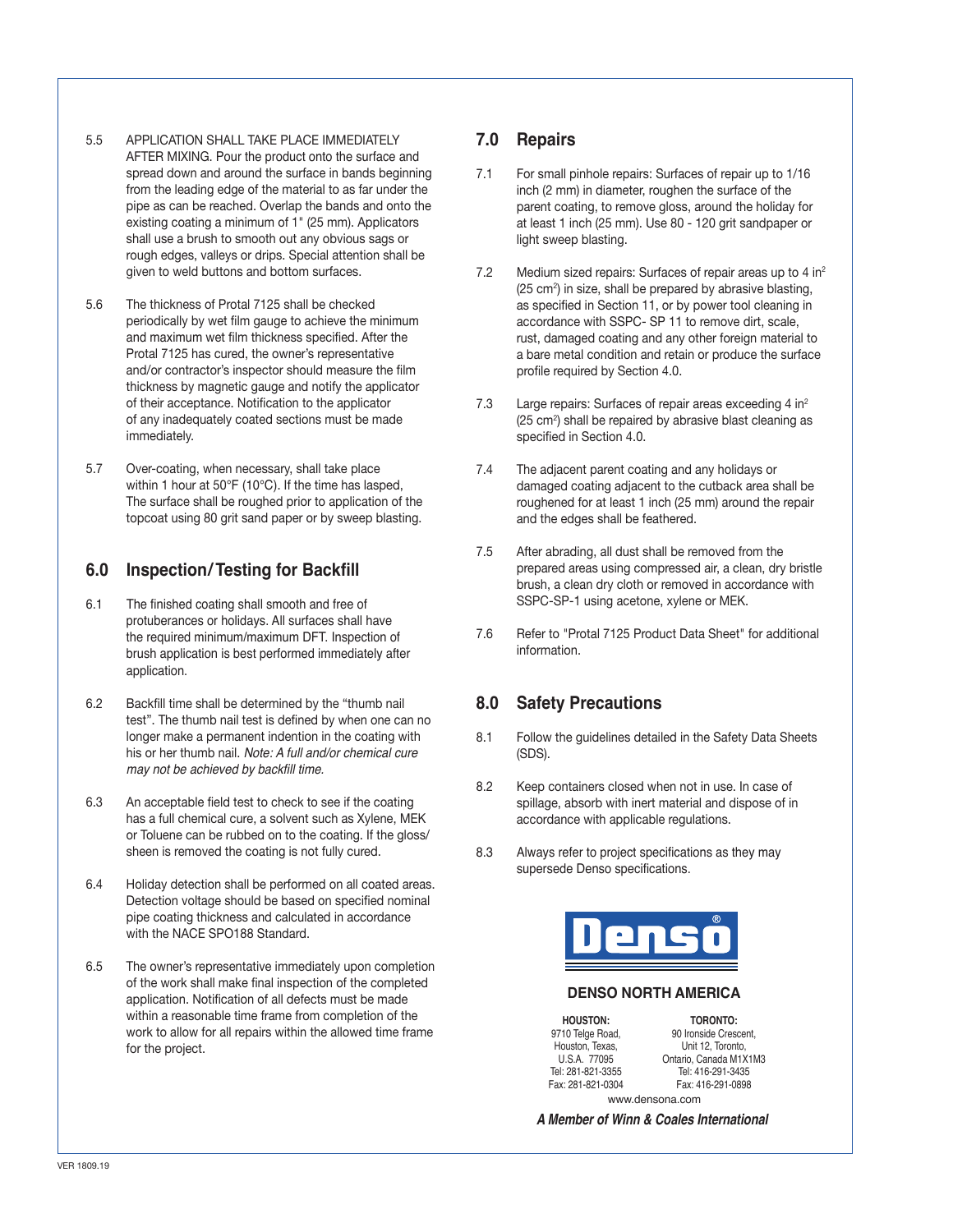5.5 APPLICATION SHALL TAKE PLACE IMMEDIATELY AFTER MIXING. Pour the product onto the surface and spread down and around the surface in bands beginning from the leading edge of the material to as far under the pipe as can be reached. Overlap the bands and onto the existing coating a minimum of 1" (25 mm). Applicators shall use a brush to smooth out any obvious sags or rough edges, valleys or drips. Special attention shall be given to weld buttons and bottom surfaces.

5.6 The thickness of Protal 7125 shall be checked periodically by wet film gauge to achieve the minimum and maximum wet film thickness specified. After the Protal 7125 has cured, the owner's representative and/or contractor's inspector should measure the film thickness by magnetic gauge and notify the applicator of their acceptance. Notification to the applicator of any inadequately coated sections must be made immediately.

5.7 Over-coating, when necessary, shall take place within 1 hour at 50°F (10°C). If the time has lasped, The surface shall be roughed prior to application of the topcoat using 80 grit sand paper or by sweep blasting.

## 6.0 Inspection/Testing for Backfill

6.1 The finished coating shall smooth and free of protuberances or holidays. All surfaces shall have the required minimum/maximum DFT. Inspection of brush application is best performed immediately after application.

6.2 Backfill time shall be determined by the "thumb nail test". The thumb nail test is defined by when one can no longer make a permanent indention in the coating with his or her thumb nail. *Note: A full and/or chemical cure may not be achieved by backfill time.*

6.3 An acceptable field test to check to see if the coating has a full chemical cure, a solvent such as Xylene, MEK or Toluene can be rubbed on to the coating. If the gloss/sheen is removed the coating is not fully cured.

6.4 Holiday detection shall be performed on all coated areas. Detection voltage should be based on specified nominal pipe coating thickness and calculated in accordance with the NACE SPO188 Standard.

6.5 The owner's representative immediately upon completion of the work shall make final inspection of the completed application. Notification of all defects must be made within a reasonable time frame from completion of the work to allow for all repairs within the allowed time frame for the project.

## 7.0 Repairs

7.1 For small pinhole repairs: Surfaces of repair up to 1/16 inch (2 mm) in diameter, roughen the surface of the parent coating, to remove gloss, around the holiday for at least 1 inch (25 mm). Use 80 - 120 grit sandpaper or light sweep blasting.

7.2 Medium sized repairs: Surfaces of repair areas up to 4 $in^2$ (25 $cm^2$) in size, shall be prepared by abrasive blasting, as specified in Section 11, or by power tool cleaning in accordance with SSPC- SP 11 to remove dirt, scale, rust, damaged coating and any other foreign material to a bare metal condition and retain or produce the surface profile required by Section 4.0.

7.3 Large repairs: Surfaces of repair areas exceeding 4 $in^2$ (25 $cm^2$) shall be repaired by abrasive blast cleaning as specified in Section 4.0.

7.4 The adjacent parent coating and any holidays or damaged coating adjacent to the cutback area shall be roughened for at least 1 inch (25 mm) around the repair and the edges shall be feathered.

7.5 After abrading, all dust shall be removed from the prepared areas using compressed air, a clean, dry bristle brush, a clean dry cloth or removed in accordance with SSPC-SP-1 using acetone, xylene or MEK.

7.6 Refer to "Protal 7125 Product Data Sheet" for additional information.

## 8.0 Safety Precautions

8.1 Follow the guidelines detailed in the Safety Data Sheets (SDS).

8.2 Keep containers closed when not in use. In case of spillage, absorb with inert material and dispose of in accordance with applicable regulations.

8.3 Always refer to project specifications as they may supersede Denso specifications.

Denso®

**DENSO NORTH AMERICA**

**HOUSTON:**
9710 Telge Road,
Houston, Texas,
U.S.A. 77095
Tel: 281-821-3355
Fax: 281-821-0304

**TORONTO:**
90 Ironside Crescent,
Unit 12, Toronto,
Ontario, Canada M1X1M3
Tel: 416-291-3435
Fax: 416-291-0898

www.densona.com

***A Member of Winn & Coales International***

VER 1809.19